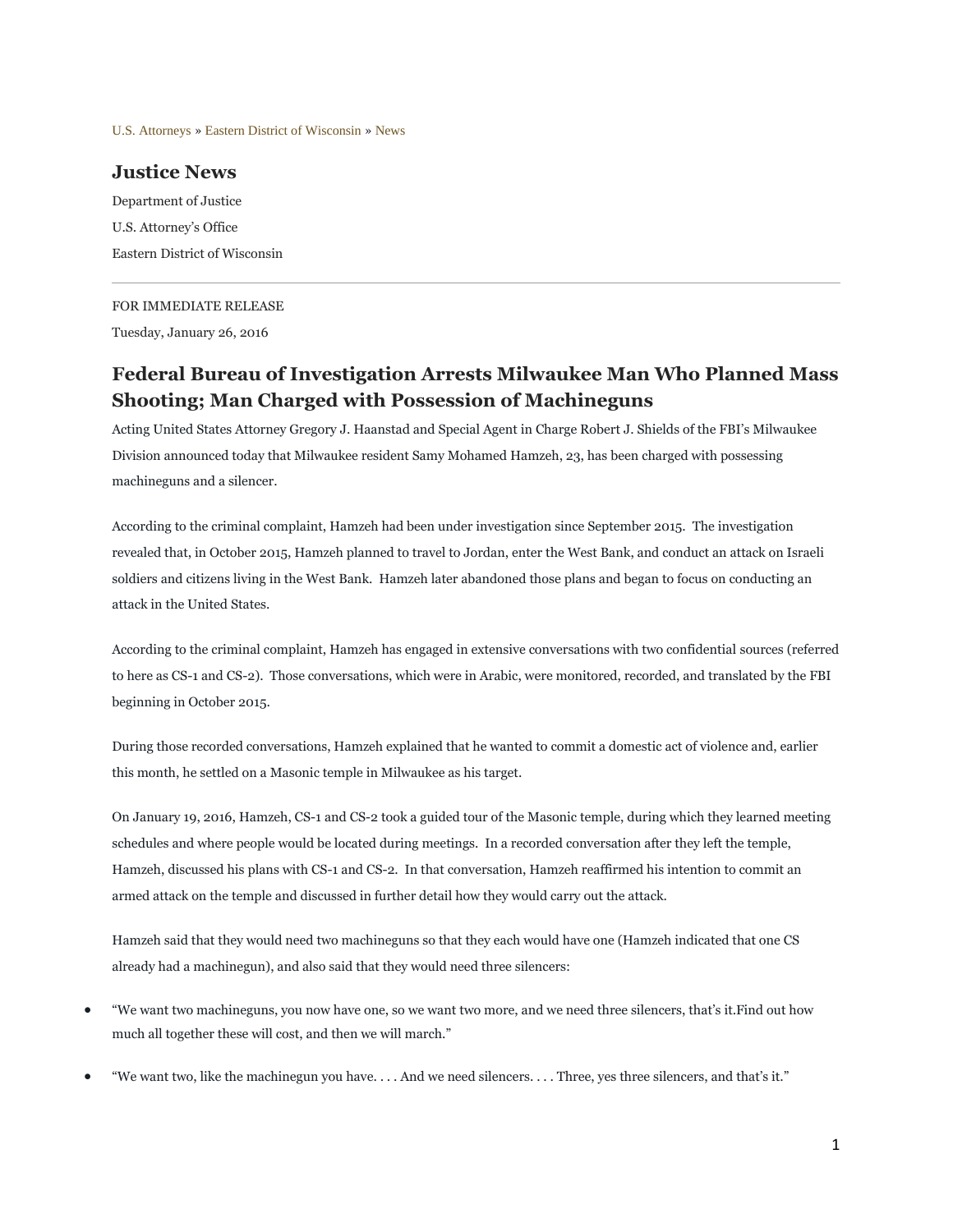U.S. Attorneys » Eastern District of Wisconsin » News

## Justice News

Department of Justice

U.S. Attorney's Office

Eastern District of Wisconsin

---

FOR IMMEDIATE RELEASE

Tuesday, January 26, 2016

### Federal Bureau of Investigation Arrests Milwaukee Man Who Planned Mass Shooting; Man Charged with Possession of Machineguns

Acting United States Attorney Gregory J. Haanstad and Special Agent in Charge Robert J. Shields of the FBI's Milwaukee Division announced today that Milwaukee resident Samy Mohamed Hamzeh, 23, has been charged with possessing machineguns and a silencer.

According to the criminal complaint, Hamzeh had been under investigation since September 2015. The investigation revealed that, in October 2015, Hamzeh planned to travel to Jordan, enter the West Bank, and conduct an attack on Israeli soldiers and citizens living in the West Bank. Hamzeh later abandoned those plans and began to focus on conducting an attack in the United States.

According to the criminal complaint, Hamzeh has engaged in extensive conversations with two confidential sources (referred to here as CS-1 and CS-2). Those conversations, which were in Arabic, were monitored, recorded, and translated by the FBI beginning in October 2015.

During those recorded conversations, Hamzeh explained that he wanted to commit a domestic act of violence and, earlier this month, he settled on a Masonic temple in Milwaukee as his target.

On January 19, 2016, Hamzeh, CS-1 and CS-2 took a guided tour of the Masonic temple, during which they learned meeting schedules and where people would be located during meetings. In a recorded conversation after they left the temple, Hamzeh, discussed his plans with CS-1 and CS-2. In that conversation, Hamzeh reaffirmed his intention to commit an armed attack on the temple and discussed in further detail how they would carry out the attack.

Hamzeh said that they would need two machineguns so that they each would have one (Hamzeh indicated that one CS already had a machinegun), and also said that they would need three silencers:

- "We want two machineguns, you now have one, so we want two more, and we need three silencers, that's it.Find out how much all together these will cost, and then we will march."
- "We want two, like the machinegun you have. . . . And we need silencers. . . . Three, yes three silencers, and that's it."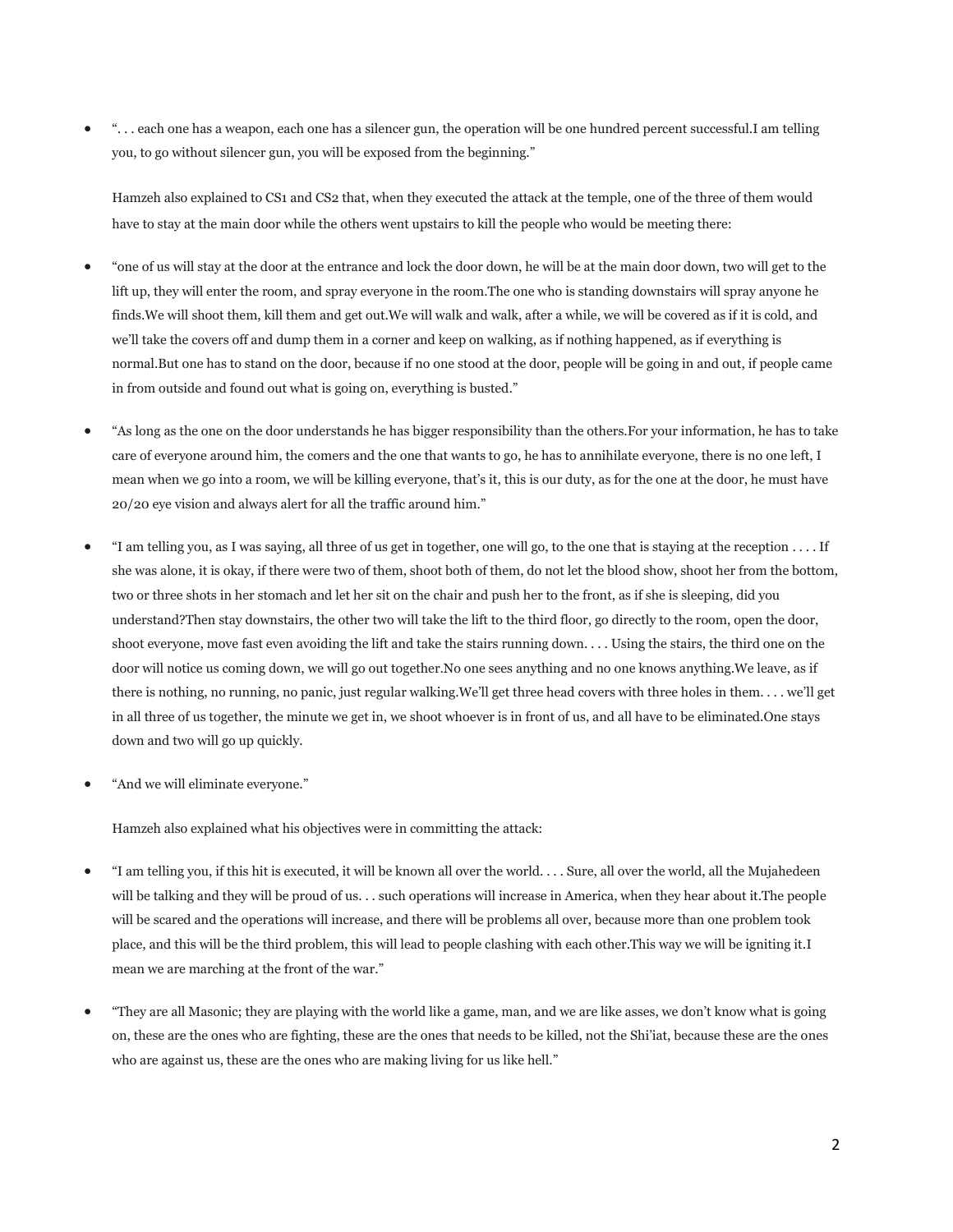- "... each one has a weapon, each one has a silencer gun, the operation will be one hundred percent successful.I am telling you, to go without silencer gun, you will be exposed from the beginning."

  Hamzeh also explained to CS1 and CS2 that, when they executed the attack at the temple, one of the three of them would have to stay at the main door while the others went upstairs to kill the people who would be meeting there:

- "one of us will stay at the door at the entrance and lock the door down, he will be at the main door down, two will get to the lift up, they will enter the room, and spray everyone in the room.The one who is standing downstairs will spray anyone he finds.We will shoot them, kill them and get out.We will walk and walk, after a while, we will be covered as if it is cold, and we'll take the covers off and dump them in a corner and keep on walking, as if nothing happened, as if everything is normal.But one has to stand on the door, because if no one stood at the door, people will be going in and out, if people came in from outside and found out what is going on, everything is busted."

- "As long as the one on the door understands he has bigger responsibility than the others.For your information, he has to take care of everyone around him, the comers and the one that wants to go, he has to annihilate everyone, there is no one left, I mean when we go into a room, we will be killing everyone, that's it, this is our duty, as for the one at the door, he must have 20/20 eye vision and always alert for all the traffic around him."

- "I am telling you, as I was saying, all three of us get in together, one will go, to the one that is staying at the reception . . . . If she was alone, it is okay, if there were two of them, shoot both of them, do not let the blood show, shoot her from the bottom, two or three shots in her stomach and let her sit on the chair and push her to the front, as if she is sleeping, did you understand?Then stay downstairs, the other two will take the lift to the third floor, go directly to the room, open the door, shoot everyone, move fast even avoiding the lift and take the stairs running down. . . . Using the stairs, the third one on the door will notice us coming down, we will go out together.No one sees anything and no one knows anything.We leave, as if there is nothing, no running, no panic, just regular walking.We'll get three head covers with three holes in them. . . . we'll get in all three of us together, the minute we get in, we shoot whoever is in front of us, and all have to be eliminated.One stays down and two will go up quickly.

- "And we will eliminate everyone."

  Hamzeh also explained what his objectives were in committing the attack:

- "I am telling you, if this hit is executed, it will be known all over the world. . . . Sure, all over the world, all the Mujahedeen will be talking and they will be proud of us. . . such operations will increase in America, when they hear about it.The people will be scared and the operations will increase, and there will be problems all over, because more than one problem took place, and this will be the third problem, this will lead to people clashing with each other.This way we will be igniting it.I mean we are marching at the front of the war."

- "They are all Masonic; they are playing with the world like a game, man, and we are like asses, we don't know what is going on, these are the ones who are fighting, these are the ones that needs to be killed, not the Shi'iat, because these are the ones who are against us, these are the ones who are making living for us like hell."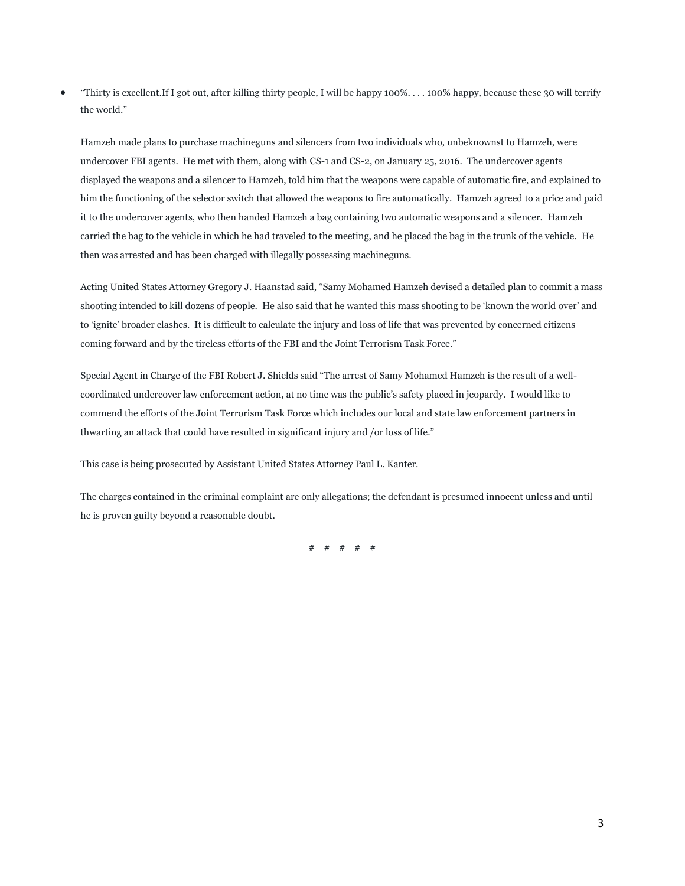- "Thirty is excellent.If I got out, after killing thirty people, I will be happy 100%. . . . 100% happy, because these 30 will terrify the world."

Hamzeh made plans to purchase machineguns and silencers from two individuals who, unbeknownst to Hamzeh, were undercover FBI agents. He met with them, along with CS-1 and CS-2, on January 25, 2016. The undercover agents displayed the weapons and a silencer to Hamzeh, told him that the weapons were capable of automatic fire, and explained to him the functioning of the selector switch that allowed the weapons to fire automatically. Hamzeh agreed to a price and paid it to the undercover agents, who then handed Hamzeh a bag containing two automatic weapons and a silencer. Hamzeh carried the bag to the vehicle in which he had traveled to the meeting, and he placed the bag in the trunk of the vehicle. He then was arrested and has been charged with illegally possessing machineguns.

Acting United States Attorney Gregory J. Haanstad said, "Samy Mohamed Hamzeh devised a detailed plan to commit a mass shooting intended to kill dozens of people. He also said that he wanted this mass shooting to be 'known the world over' and to 'ignite' broader clashes. It is difficult to calculate the injury and loss of life that was prevented by concerned citizens coming forward and by the tireless efforts of the FBI and the Joint Terrorism Task Force."

Special Agent in Charge of the FBI Robert J. Shields said "The arrest of Samy Mohamed Hamzeh is the result of a well-coordinated undercover law enforcement action, at no time was the public's safety placed in jeopardy. I would like to commend the efforts of the Joint Terrorism Task Force which includes our local and state law enforcement partners in thwarting an attack that could have resulted in significant injury and /or loss of life."

This case is being prosecuted by Assistant United States Attorney Paul L. Kanter.

The charges contained in the criminal complaint are only allegations; the defendant is presumed innocent unless and until he is proven guilty beyond a reasonable doubt.

# # # # #